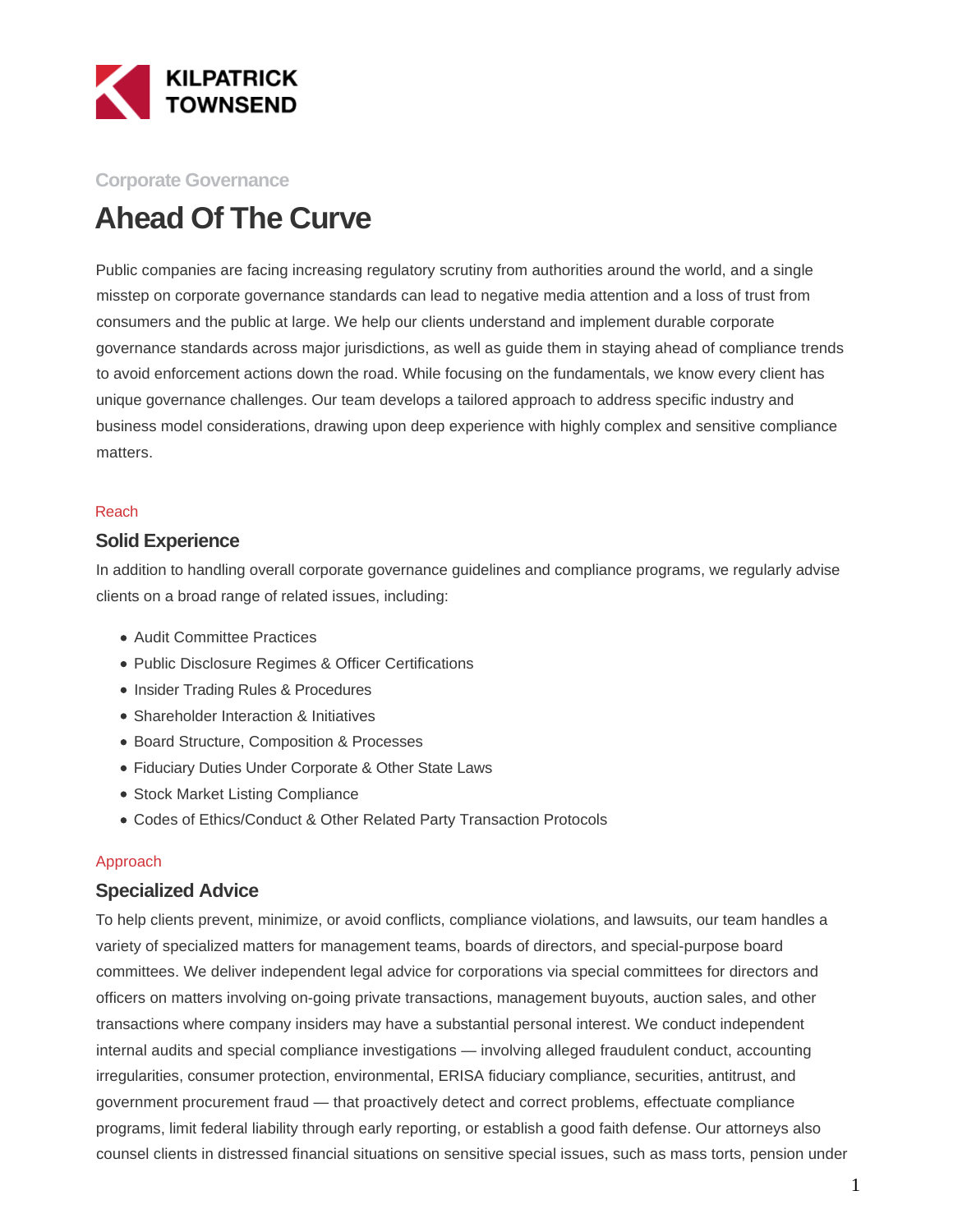KILPATRICK TOWNSEND

Corporate Governance

# Ahead Of The Curve

Public companies are facing increasing regulatory scrutiny from authorities around the world, and a single misstep on corporate governance standards can lead to negative media attention and a loss of trust from consumers and the public at large. We help our clients understand and implement durable corporate governance standards across major jurisdictions, as well as guide them in staying ahead of compliance trends to avoid enforcement actions down the road. While focusing on the fundamentals, we know every client has unique governance challenges. Our team develops a tailored approach to address specific industry and business model considerations, drawing upon deep experience with highly complex and sensitive compliance matters.

Reach

## Solid Experience

In addition to handling overall corporate governance guidelines and compliance programs, we regularly advise clients on a broad range of related issues, including:

- Audit Committee Practices
- Public Disclosure Regimes & Officer Certifications
- Insider Trading Rules & Procedures
- Shareholder Interaction & Initiatives
- Board Structure, Composition & Processes
- Fiduciary Duties Under Corporate & Other State Laws
- Stock Market Listing Compliance
- Codes of Ethics/Conduct & Other Related Party Transaction Protocols

Approach

## Specialized Advice

To help clients prevent, minimize, or avoid conflicts, compliance violations, and lawsuits, our team handles a variety of specialized matters for management teams, boards of directors, and special-purpose board committees. We deliver independent legal advice for corporations via special committees for directors and officers on matters involving on-going private transactions, management buyouts, auction sales, and other transactions where company insiders may have a substantial personal interest. We conduct independent internal audits and special compliance investigations — involving alleged fraudulent conduct, accounting irregularities, consumer protection, environmental, ERISA fiduciary compliance, securities, antitrust, and government procurement fraud — that proactively detect and correct problems, effectuate compliance programs, limit federal liability through early reporting, or establish a good faith defense. Our attorneys also counsel clients in distressed financial situations on sensitive special issues, such as mass torts, pension under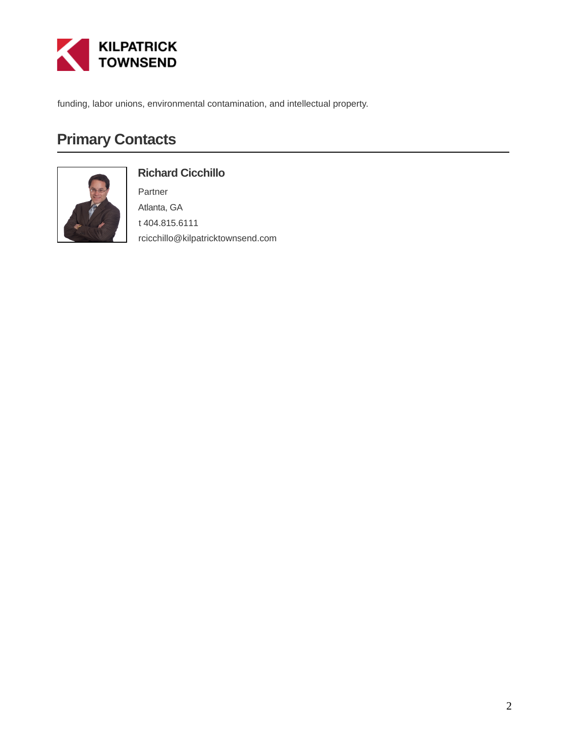funding, labor unions, environmental contamination, and intellectual property.

## Primary Contacts

### Richard Cicchillo

Partner

Atlanta, GA

t 404.815.6111

rcicchillo@kilpatricktownsend.com